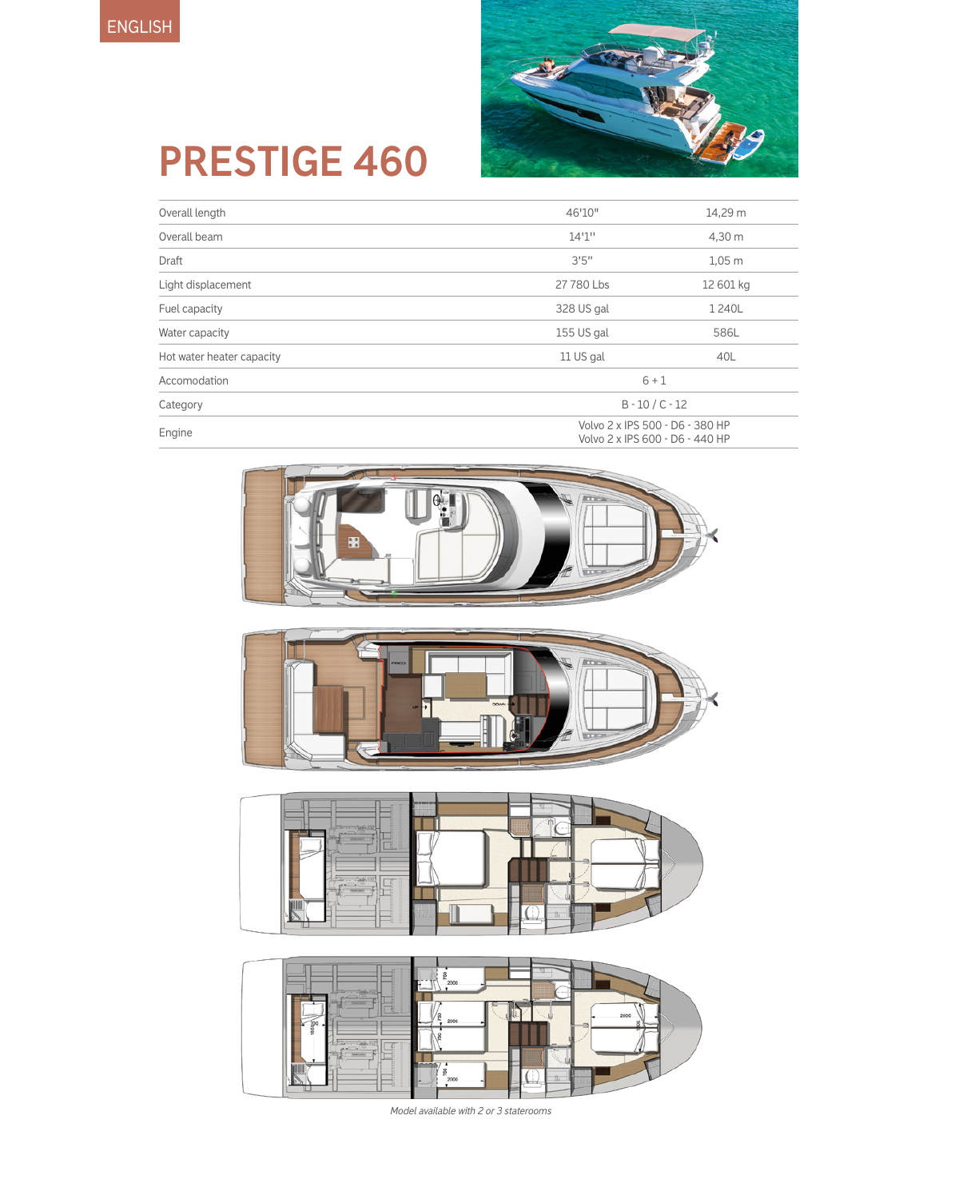ENGLISH

# PRESTIGE 460

| | | |
|---|---|---|
| Overall length | 46'10" | 14,29 m |
| Overall beam | 14'1" | 4,30 m |
| Draft | 3'5" | 1,05 m |
| Light displacement | 27 780 Lbs | 12 601 kg |
| Fuel capacity | 328 US gal | 1 240L |
| Water capacity | 155 US gal | 586L |
| Hot water heater capacity | 11 US gal | 40L |
| Accomodation | 6 + 1 | |
| Category | B - 10 / C - 12 | |
| Engine | Volvo 2 x IPS 500 - D6 - 380 HP<br>Volvo 2 x IPS 600 - D6 - 440 HP | |

*Model available with 2 or 3 staterooms*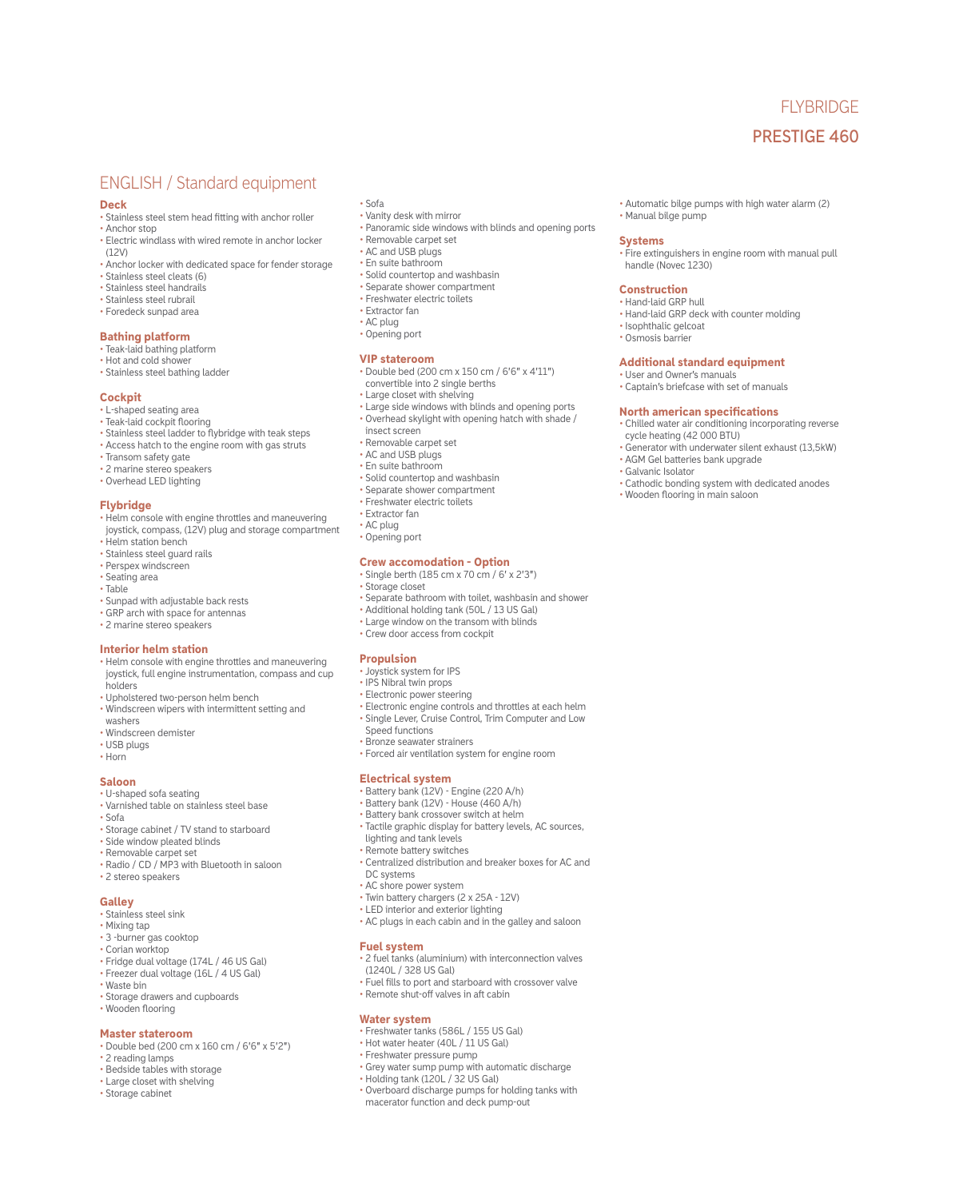# FLYBRIDGE

# PRESTIGE 460

## ENGLISH / Standard equipment

### Deck
- Stainless steel stem head fitting with anchor roller
- Anchor stop
- Electric windlass with wired remote in anchor locker (12V)
- Anchor locker with dedicated space for fender storage
- Stainless steel cleats (6)
- Stainless steel handrails
- Stainless steel rubrail
- Foredeck sunpad area

### Bathing platform
- Teak-laid bathing platform
- Hot and cold shower
- Stainless steel bathing ladder

### Cockpit
- L-shaped seating area
- Teak-laid cockpit flooring
- Stainless steel ladder to flybridge with teak steps
- Access hatch to the engine room with gas struts
- Transom safety gate
- 2 marine stereo speakers
- Overhead LED lighting

### Flybridge
- Helm console with engine throttles and maneuvering joystick, compass, (12V) plug and storage compartment
- Helm station bench
- Stainless steel guard rails
- Perspex windscreen
- Seating area
- Table
- Sunpad with adjustable back rests
- GRP arch with space for antennas
- 2 marine stereo speakers

### Interior helm station
- Helm console with engine throttles and maneuvering joystick, full engine instrumentation, compass and cup holders
- Upholstered two-person helm bench
- Windscreen wipers with intermittent setting and washers
- Windscreen demister
- USB plugs
- Horn

### Saloon
- U-shaped sofa seating
- Varnished table on stainless steel base
- Sofa
- Storage cabinet / TV stand to starboard
- Side window pleated blinds
- Removable carpet set
- Radio / CD / MP3 with Bluetooth in saloon
- 2 stereo speakers

### Galley
- Stainless steel sink
- Mixing tap
- 3 -burner gas cooktop
- Corian worktop
- Fridge dual voltage (174L / 46 US Gal)
- Freezer dual voltage (16L / 4 US Gal)
- Waste bin
- Storage drawers and cupboards
- Wooden flooring

### Master stateroom
- Double bed (200 cm x 160 cm / 6'6" x 5'2")
- 2 reading lamps
- Bedside tables with storage
- Large closet with shelving
- Storage cabinet
- Sofa
- Vanity desk with mirror
- Panoramic side windows with blinds and opening ports
- Removable carpet set
- AC and USB plugs
- En suite bathroom
- Solid countertop and washbasin
- Separate shower compartment
- Freshwater electric toilets
- Extractor fan
- AC plug
- Opening port

### VIP stateroom
- Double bed (200 cm x 150 cm / 6'6" x 4'11") convertible into 2 single berths
- Large closet with shelving
- Large side windows with blinds and opening ports
- Overhead skylight with opening hatch with shade / insect screen
- Removable carpet set
- AC and USB plugs
- En suite bathroom
- Solid countertop and washbasin
- Separate shower compartment
- Freshwater electric toilets
- Extractor fan
- AC plug
- Opening port

### Crew accomodation - Option
- Single berth (185 cm x 70 cm / 6' x 2'3")
- Storage closet
- Separate bathroom with toilet, washbasin and shower
- Additional holding tank (50L / 13 US Gal)
- Large window on the transom with blinds
- Crew door access from cockpit

### Propulsion
- Joystick system for IPS
- IPS Nibral twin props
- Electronic power steering
- Electronic engine controls and throttles at each helm
- Single Lever, Cruise Control, Trim Computer and Low Speed functions
- Bronze seawater strainers
- Forced air ventilation system for engine room

### Electrical system
- Battery bank (12V) - Engine (220 A/h)
- Battery bank (12V) - House (460 A/h)
- Battery bank crossover switch at helm
- Tactile graphic display for battery levels, AC sources, lighting and tank levels
- Remote battery switches
- Centralized distribution and breaker boxes for AC and DC systems
- AC shore power system
- Twin battery chargers (2 x 25A - 12V)
- LED interior and exterior lighting
- AC plugs in each cabin and in the galley and saloon

### Fuel system
- 2 fuel tanks (aluminium) with interconnection valves (1240L / 328 US Gal)
- Fuel fills to port and starboard with crossover valve
- Remote shut-off valves in aft cabin

### Water system
- Freshwater tanks (586L / 155 US Gal)
- Hot water heater (40L / 11 US Gal)
- Freshwater pressure pump
- Grey water sump pump with automatic discharge
- Holding tank (120L / 32 US Gal)
- Overboard discharge pumps for holding tanks with macerator function and deck pump-out
- Automatic bilge pumps with high water alarm (2)
- Manual bilge pump

### Systems
- Fire extinguishers in engine room with manual pull handle (Novec 1230)

### Construction
- Hand-laid GRP hull
- Hand-laid GRP deck with counter molding
- Isophthalic gelcoat
- Osmosis barrier

### Additional standard equipment
- User and Owner's manuals
- Captain's briefcase with set of manuals

### North american specifications
- Chilled water air conditioning incorporating reverse cycle heating (42 000 BTU)
- Generator with underwater silent exhaust (13,5kW)
- AGM Gel batteries bank upgrade
- Galvanic Isolator
- Cathodic bonding system with dedicated anodes
- Wooden flooring in main saloon